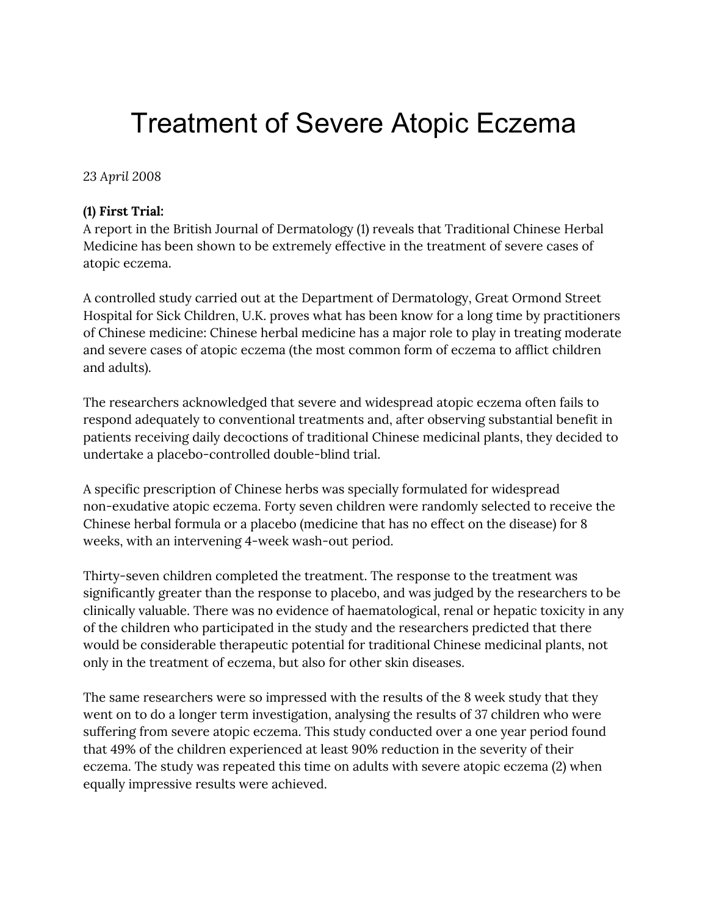# Treatment of Severe Atopic Eczema

*23 April 2008*

**(1) First Trial:**

A report in the British Journal of Dermatology (1) reveals that Traditional Chinese Herbal Medicine has been shown to be extremely effective in the treatment of severe cases of atopic eczema.

A controlled study carried out at the Department of Dermatology, Great Ormond Street Hospital for Sick Children, U.K. proves what has been know for a long time by practitioners of Chinese medicine: Chinese herbal medicine has a major role to play in treating moderate and severe cases of atopic eczema (the most common form of eczema to afflict children and adults).

The researchers acknowledged that severe and widespread atopic eczema often fails to respond adequately to conventional treatments and, after observing substantial benefit in patients receiving daily decoctions of traditional Chinese medicinal plants, they decided to undertake a placebo-controlled double-blind trial.

A specific prescription of Chinese herbs was specially formulated for widespread non-exudative atopic eczema. Forty seven children were randomly selected to receive the Chinese herbal formula or a placebo (medicine that has no effect on the disease) for 8 weeks, with an intervening 4-week wash-out period.

Thirty-seven children completed the treatment. The response to the treatment was significantly greater than the response to placebo, and was judged by the researchers to be clinically valuable. There was no evidence of haematological, renal or hepatic toxicity in any of the children who participated in the study and the researchers predicted that there would be considerable therapeutic potential for traditional Chinese medicinal plants, not only in the treatment of eczema, but also for other skin diseases.

The same researchers were so impressed with the results of the 8 week study that they went on to do a longer term investigation, analysing the results of 37 children who were suffering from severe atopic eczema. This study conducted over a one year period found that 49% of the children experienced at least 90% reduction in the severity of their eczema. The study was repeated this time on adults with severe atopic eczema (2) when equally impressive results were achieved.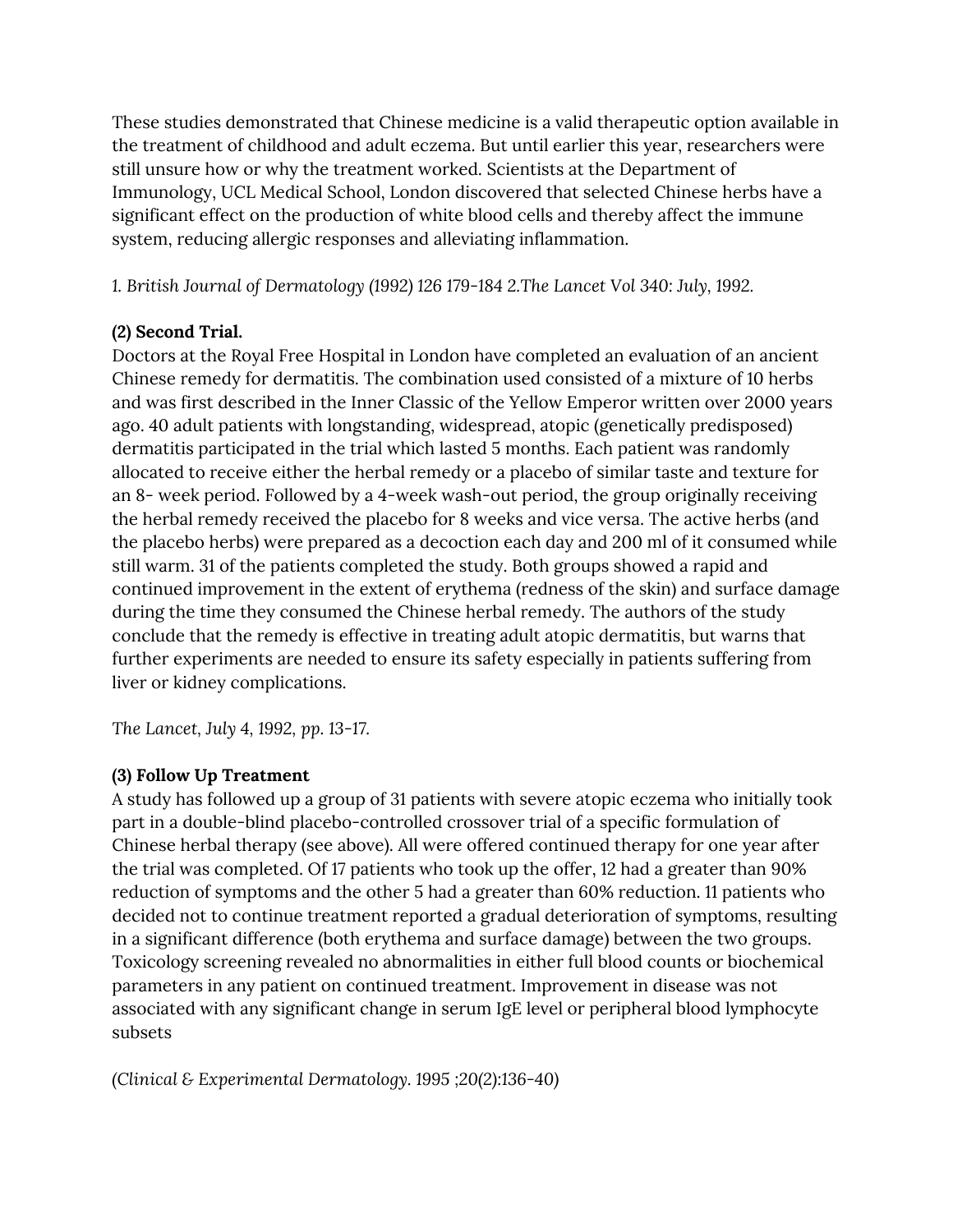These studies demonstrated that Chinese medicine is a valid therapeutic option available in the treatment of childhood and adult eczema. But until earlier this year, researchers were still unsure how or why the treatment worked. Scientists at the Department of Immunology, UCL Medical School, London discovered that selected Chinese herbs have a significant effect on the production of white blood cells and thereby affect the immune system, reducing allergic responses and alleviating inflammation.

*1. British Journal of Dermatology (1992) 126 179-184 2.The Lancet Vol 340: July, 1992.*

**(2) Second Trial.**

Doctors at the Royal Free Hospital in London have completed an evaluation of an ancient Chinese remedy for dermatitis. The combination used consisted of a mixture of 10 herbs and was first described in the Inner Classic of the Yellow Emperor written over 2000 years ago. 40 adult patients with longstanding, widespread, atopic (genetically predisposed) dermatitis participated in the trial which lasted 5 months. Each patient was randomly allocated to receive either the herbal remedy or a placebo of similar taste and texture for an 8- week period. Followed by a 4-week wash-out period, the group originally receiving the herbal remedy received the placebo for 8 weeks and vice versa. The active herbs (and the placebo herbs) were prepared as a decoction each day and 200 ml of it consumed while still warm. 31 of the patients completed the study. Both groups showed a rapid and continued improvement in the extent of erythema (redness of the skin) and surface damage during the time they consumed the Chinese herbal remedy. The authors of the study conclude that the remedy is effective in treating adult atopic dermatitis, but warns that further experiments are needed to ensure its safety especially in patients suffering from liver or kidney complications.

*The Lancet, July 4, 1992, pp. 13-17.*

**(3) Follow Up Treatment**

A study has followed up a group of 31 patients with severe atopic eczema who initially took part in a double-blind placebo-controlled crossover trial of a specific formulation of Chinese herbal therapy (see above). All were offered continued therapy for one year after the trial was completed. Of 17 patients who took up the offer, 12 had a greater than 90% reduction of symptoms and the other 5 had a greater than 60% reduction. 11 patients who decided not to continue treatment reported a gradual deterioration of symptoms, resulting in a significant difference (both erythema and surface damage) between the two groups. Toxicology screening revealed no abnormalities in either full blood counts or biochemical parameters in any patient on continued treatment. Improvement in disease was not associated with any significant change in serum IgE level or peripheral blood lymphocyte subsets

*(Clinical & Experimental Dermatology. 1995 ;20(2):136-40)*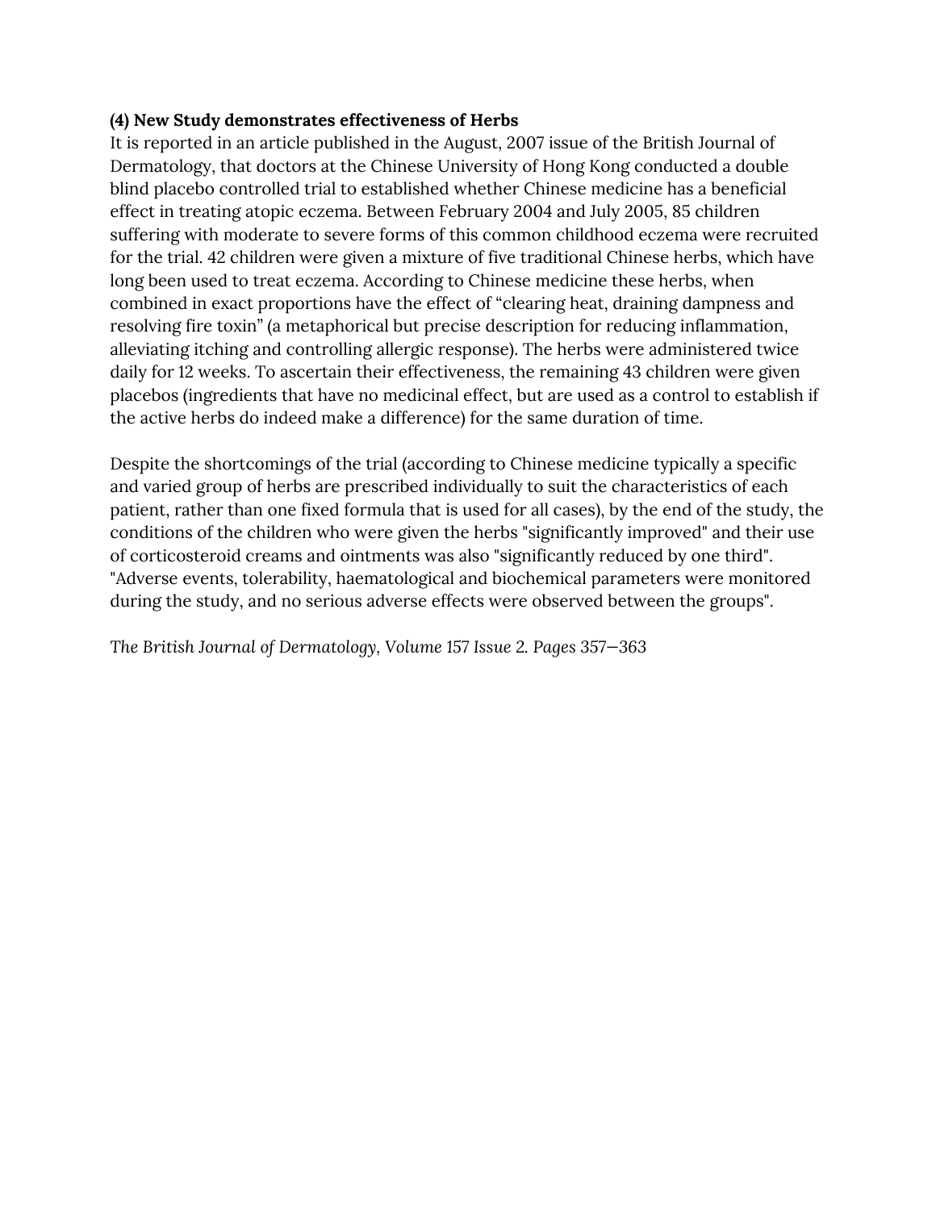**(4) New Study demonstrates effectiveness of Herbs**

It is reported in an article published in the August, 2007 issue of the British Journal of Dermatology, that doctors at the Chinese University of Hong Kong conducted a double blind placebo controlled trial to established whether Chinese medicine has a beneficial effect in treating atopic eczema. Between February 2004 and July 2005, 85 children suffering with moderate to severe forms of this common childhood eczema were recruited for the trial. 42 children were given a mixture of five traditional Chinese herbs, which have long been used to treat eczema. According to Chinese medicine these herbs, when combined in exact proportions have the effect of "clearing heat, draining dampness and resolving fire toxin" (a metaphorical but precise description for reducing inflammation, alleviating itching and controlling allergic response). The herbs were administered twice daily for 12 weeks. To ascertain their effectiveness, the remaining 43 children were given placebos (ingredients that have no medicinal effect, but are used as a control to establish if the active herbs do indeed make a difference) for the same duration of time.

Despite the shortcomings of the trial (according to Chinese medicine typically a specific and varied group of herbs are prescribed individually to suit the characteristics of each patient, rather than one fixed formula that is used for all cases), by the end of the study, the conditions of the children who were given the herbs "significantly improved" and their use of corticosteroid creams and ointments was also "significantly reduced by one third". "Adverse events, tolerability, haematological and biochemical parameters were monitored during the study, and no serious adverse effects were observed between the groups".

*The British Journal of Dermatology, Volume 157 Issue 2. Pages 357—363*